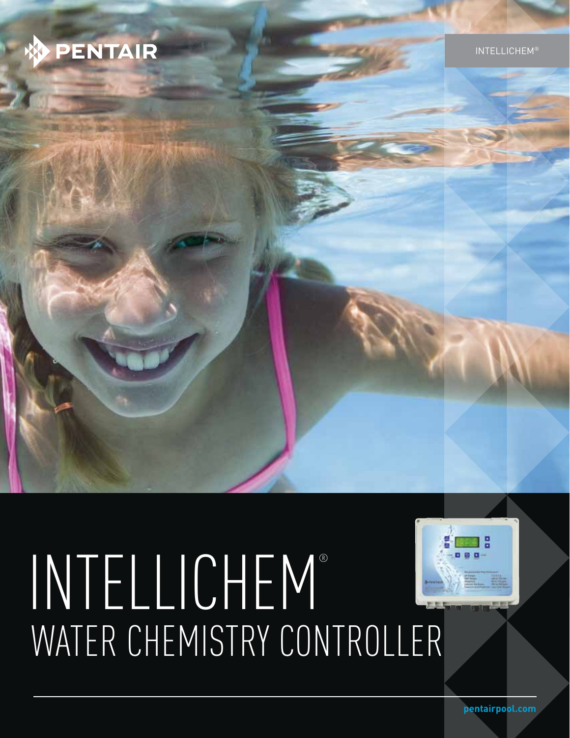PENTAIR

INTELLICHEM®

# INTELLICHEM®
## WATER CHEMISTRY CONTROLLER

pentairpool.com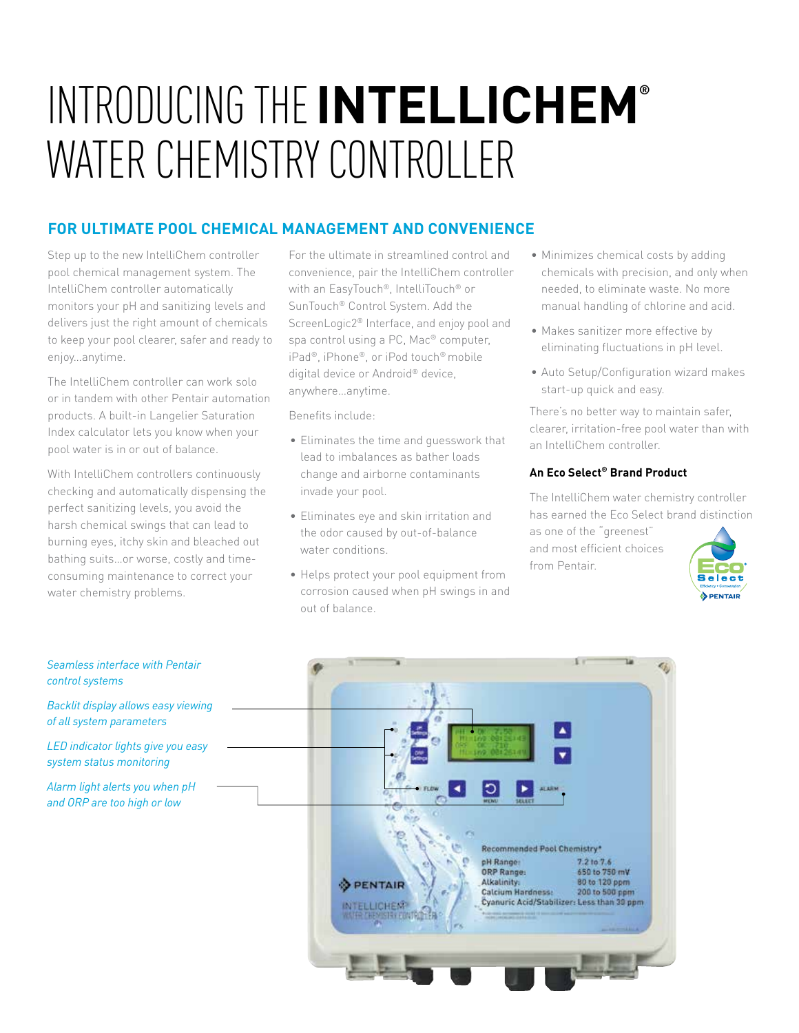# INTRODUCING THE **INTELLICHEM®** WATER CHEMISTRY CONTROLLER

## FOR ULTIMATE POOL CHEMICAL MANAGEMENT AND CONVENIENCE

Step up to the new IntelliChem controller pool chemical management system. The IntelliChem controller automatically monitors your pH and sanitizing levels and delivers just the right amount of chemicals to keep your pool clearer, safer and ready to enjoy…anytime.

The IntelliChem controller can work solo or in tandem with other Pentair automation products. A built-in Langelier Saturation Index calculator lets you know when your pool water is in or out of balance.

With IntelliChem controllers continuously checking and automatically dispensing the perfect sanitizing levels, you avoid the harsh chemical swings that can lead to burning eyes, itchy skin and bleached out bathing suits…or worse, costly and time-consuming maintenance to correct your water chemistry problems.

For the ultimate in streamlined control and convenience, pair the IntelliChem controller with an EasyTouch®, IntelliTouch® or SunTouch® Control System. Add the ScreenLogic2® Interface, and enjoy pool and spa control using a PC, Mac® computer, iPad®, iPhone®, or iPod touch® mobile digital device or Android® device, anywhere…anytime.

Benefits include:

- Eliminates the time and guesswork that lead to imbalances as bather loads change and airborne contaminants invade your pool.
- Eliminates eye and skin irritation and the odor caused by out-of-balance water conditions.
- Helps protect your pool equipment from corrosion caused when pH swings in and out of balance.
- Minimizes chemical costs by adding chemicals with precision, and only when needed, to eliminate waste. No more manual handling of chlorine and acid.
- Makes sanitizer more effective by eliminating fluctuations in pH level.
- Auto Setup/Configuration wizard makes start-up quick and easy.

There's no better way to maintain safer, clearer, irritation-free pool water than with an IntelliChem controller.

### An Eco Select® Brand Product

The IntelliChem water chemistry controller has earned the Eco Select brand distinction as one of the "greenest" and most efficient choices from Pentair.

*Seamless interface with Pentair control systems*

*Backlit display allows easy viewing of all system parameters*

*LED indicator lights give you easy system status monitoring*

*Alarm light alerts you when pH and ORP are too high or low*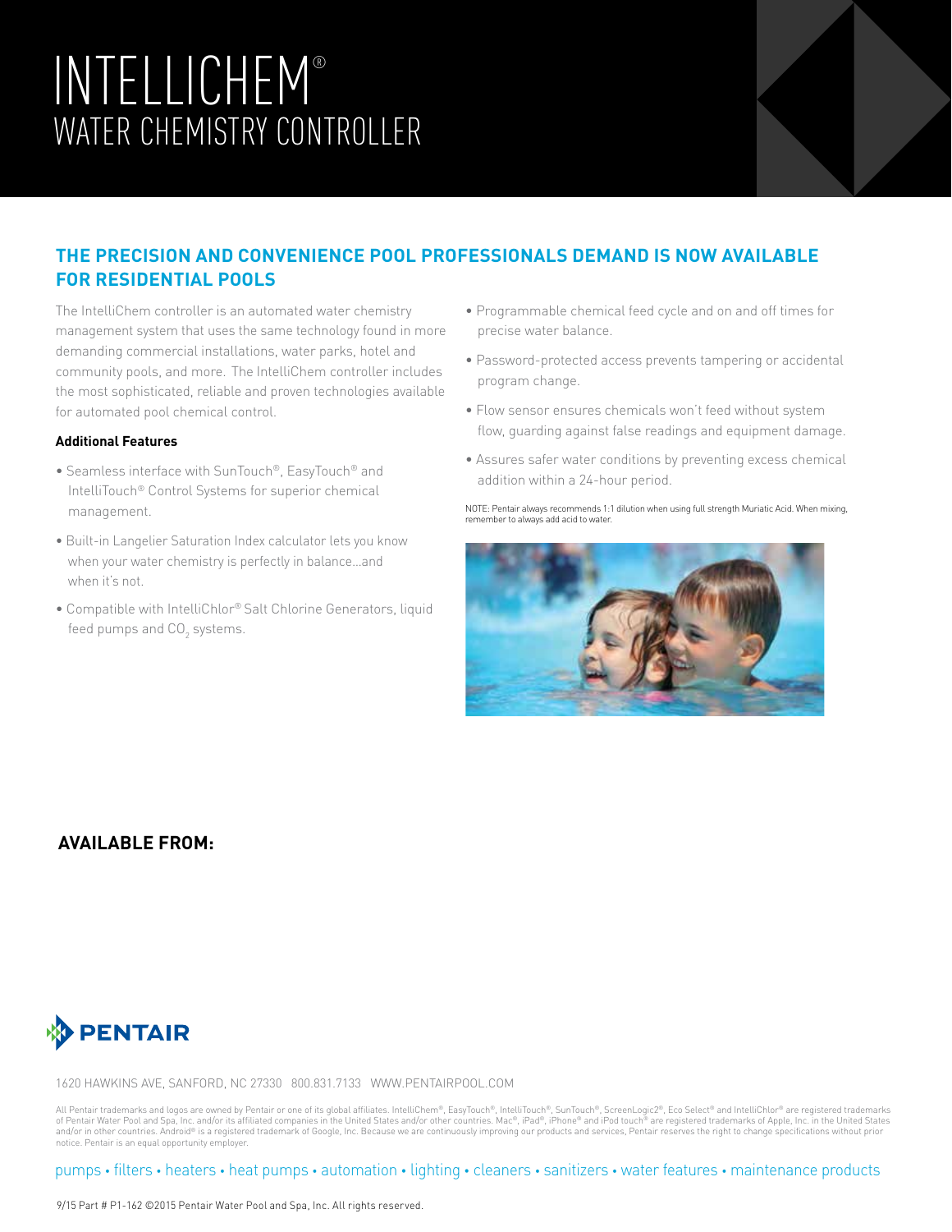# INTELLICHEM®
## WATER CHEMISTRY CONTROLLER

### THE PRECISION AND CONVENIENCE POOL PROFESSIONALS DEMAND IS NOW AVAILABLE FOR RESIDENTIAL POOLS

The IntelliChem controller is an automated water chemistry management system that uses the same technology found in more demanding commercial installations, water parks, hotel and community pools, and more. The IntelliChem controller includes the most sophisticated, reliable and proven technologies available for automated pool chemical control.

**Additional Features**

- Seamless interface with SunTouch®, EasyTouch® and IntelliTouch® Control Systems for superior chemical management.
- Built-in Langelier Saturation Index calculator lets you know when your water chemistry is perfectly in balance…and when it's not.
- Compatible with IntelliChlor® Salt Chlorine Generators, liquid feed pumps and $CO_2$ systems.
- Programmable chemical feed cycle and on and off times for precise water balance.
- Password-protected access prevents tampering or accidental program change.
- Flow sensor ensures chemicals won't feed without system flow, guarding against false readings and equipment damage.
- Assures safer water conditions by preventing excess chemical addition within a 24-hour period.

NOTE: Pentair always recommends 1:1 dilution when using full strength Muriatic Acid. When mixing, remember to always add acid to water.

**AVAILABLE FROM:**

PENTAIR

1620 HAWKINS AVE, SANFORD, NC 27330 800.831.7133 WWW.PENTAIRPOOL.COM

All Pentair trademarks and logos are owned by Pentair or one of its global affiliates. IntelliChem®, EasyTouch®, IntelliTouch®, SunTouch®, ScreenLogic2®, Eco Select® and IntelliChlor® are registered trademarks of Pentair Water Pool and Spa, Inc. and/or its affiliated companies in the United States and/or other countries. Mac®, iPad®, iPhone® and iPod touch® are registered trademarks of Apple, Inc. in the United States and/or in other countries. Android® is a registered trademark of Google, Inc. Because we are continuously improving our products and services, Pentair reserves the right to change specifications without prior notice. Pentair is an equal opportunity employer.

pumps • filters • heaters • heat pumps • automation • lighting • cleaners • sanitizers • water features • maintenance products

9/15 Part # P1-162 ©2015 Pentair Water Pool and Spa, Inc. All rights reserved.